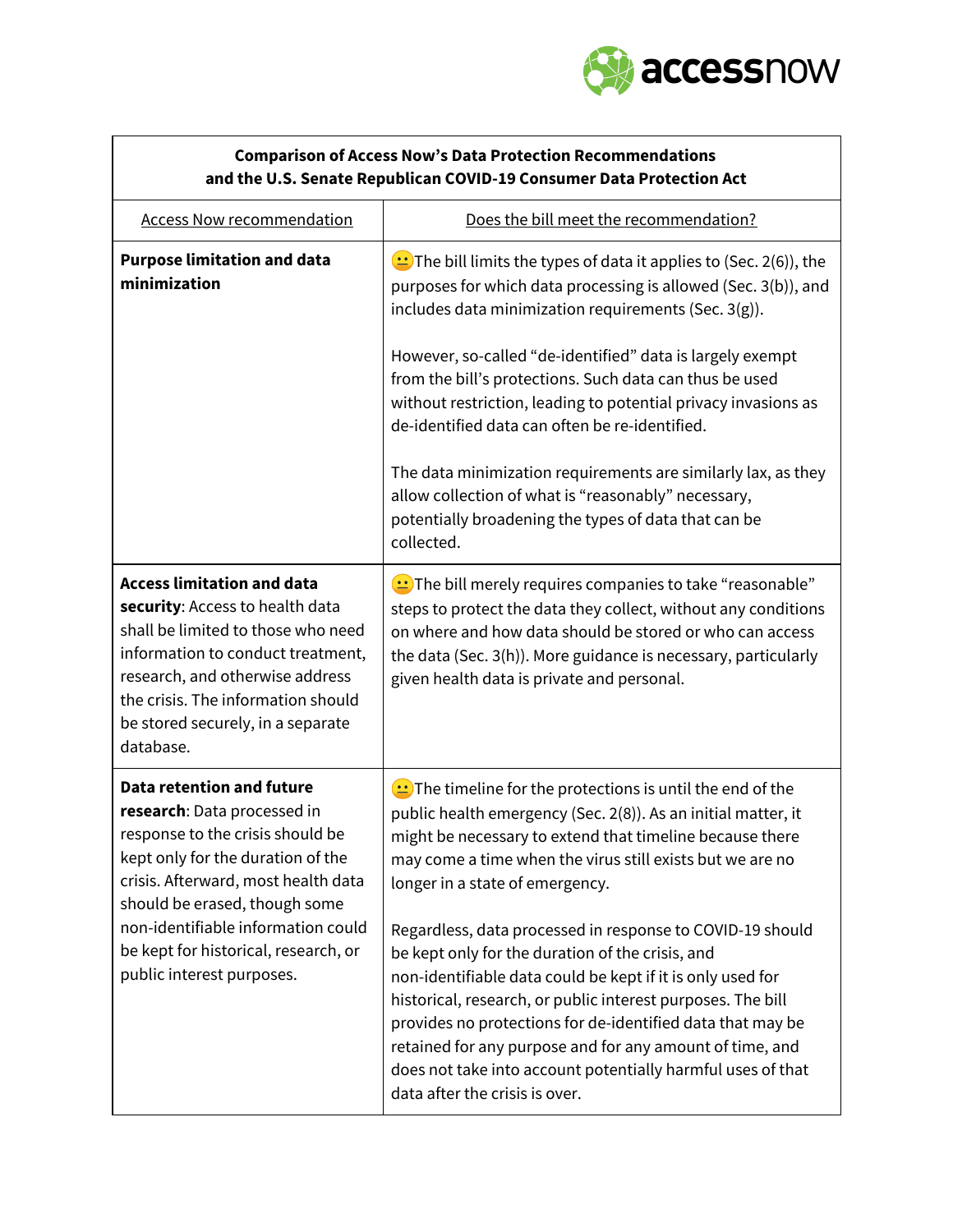| Comparison of Access Now's Data Protection Recommendations and the U.S. Senate Republican COVID-19 Consumer Data Protection Act | |
|---|---|
| Access Now recommendation | Does the bill meet the recommendation? |
| **Purpose limitation and data minimization** | 😐The bill limits the types of data it applies to (Sec. 2(6)), the purposes for which data processing is allowed (Sec. 3(b)), and includes data minimization requirements (Sec. 3(g)).<br><br>However, so-called "de-identified" data is largely exempt from the bill's protections. Such data can thus be used without restriction, leading to potential privacy invasions as de-identified data can often be re-identified.<br><br>The data minimization requirements are similarly lax, as they allow collection of what is "reasonably" necessary, potentially broadening the types of data that can be collected. |
| **Access limitation and data security**: Access to health data shall be limited to those who need information to conduct treatment, research, and otherwise address the crisis. The information should be stored securely, in a separate database. | 😐The bill merely requires companies to take "reasonable" steps to protect the data they collect, without any conditions on where and how data should be stored or who can access the data (Sec. 3(h)). More guidance is necessary, particularly given health data is private and personal. |
| **Data retention and future research**: Data processed in response to the crisis should be kept only for the duration of the crisis. Afterward, most health data should be erased, though some non-identifiable information could be kept for historical, research, or public interest purposes. | 😐The timeline for the protections is until the end of the public health emergency (Sec. 2(8)). As an initial matter, it might be necessary to extend that timeline because there may come a time when the virus still exists but we are no longer in a state of emergency.<br><br>Regardless, data processed in response to COVID-19 should be kept only for the duration of the crisis, and non-identifiable data could be kept if it is only used for historical, research, or public interest purposes. The bill provides no protections for de-identified data that may be retained for any purpose and for any amount of time, and does not take into account potentially harmful uses of that data after the crisis is over. |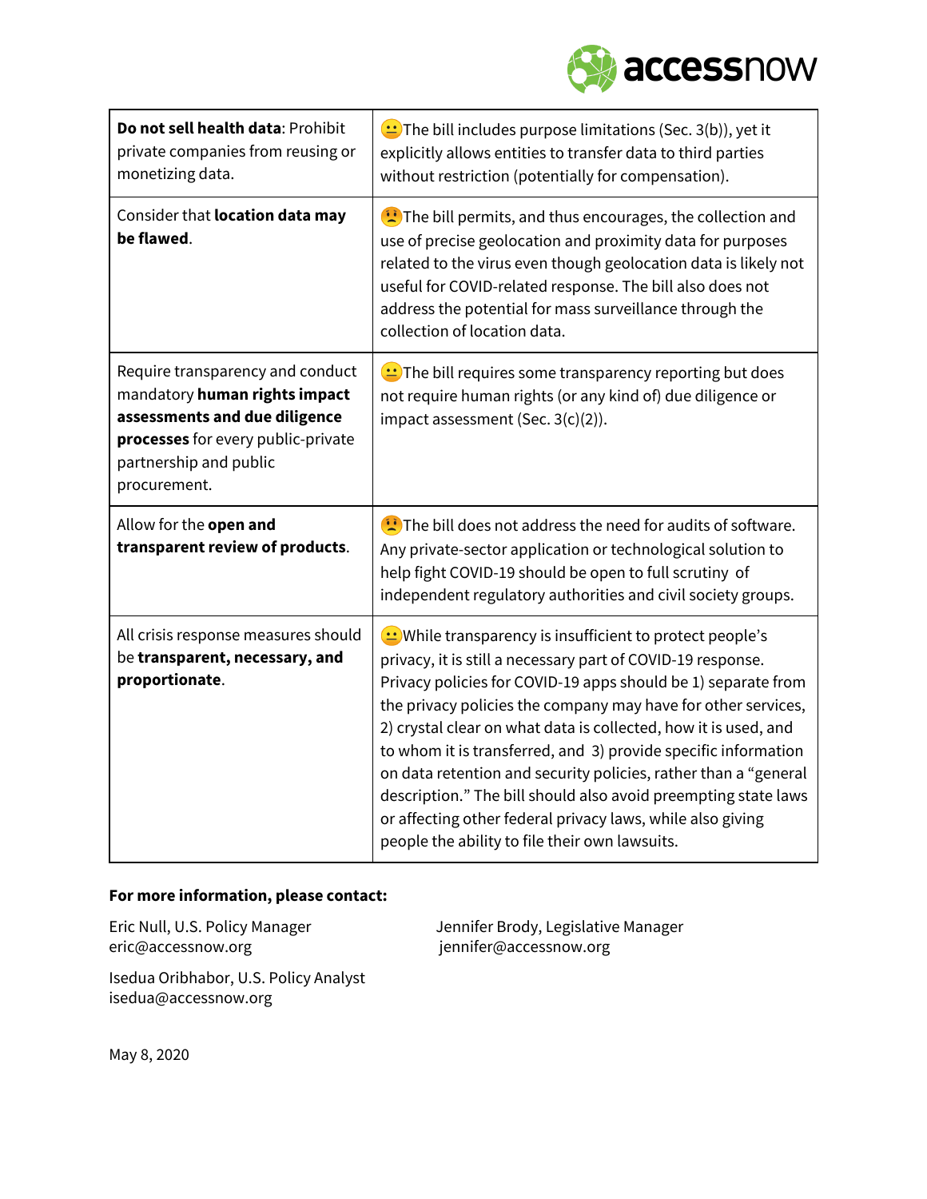| | |
|---|---|
| **Do not sell health data**: Prohibit private companies from reusing or monetizing data. | 😐The bill includes purpose limitations (Sec. 3(b)), yet it explicitly allows entities to transfer data to third parties without restriction (potentially for compensation). |
| Consider that **location data may be flawed**. | 😟The bill permits, and thus encourages, the collection and use of precise geolocation and proximity data for purposes related to the virus even though geolocation data is likely not useful for COVID-related response. The bill also does not address the potential for mass surveillance through the collection of location data. |
| Require transparency and conduct mandatory **human rights impact assessments and due diligence processes** for every public-private partnership and public procurement. | 😐The bill requires some transparency reporting but does not require human rights (or any kind of) due diligence or impact assessment (Sec. 3(c)(2)). |
| Allow for the **open and transparent review of products**. | 😟The bill does not address the need for audits of software. Any private-sector application or technological solution to help fight COVID-19 should be open to full scrutiny of independent regulatory authorities and civil society groups. |
| All crisis response measures should be **transparent, necessary, and proportionate**. | 😐While transparency is insufficient to protect people's privacy, it is still a necessary part of COVID-19 response. Privacy policies for COVID-19 apps should be 1) separate from the privacy policies the company may have for other services, 2) crystal clear on what data is collected, how it is used, and to whom it is transferred, and 3) provide specific information on data retention and security policies, rather than a "general description." The bill should also avoid preempting state laws or affecting other federal privacy laws, while also giving people the ability to file their own lawsuits. |

**For more information, please contact:**

Eric Null, U.S. Policy Manager
eric@accessnow.org

Jennifer Brody, Legislative Manager
jennifer@accessnow.org

Isedua Oribhabor, U.S. Policy Analyst
isedua@accessnow.org

May 8, 2020